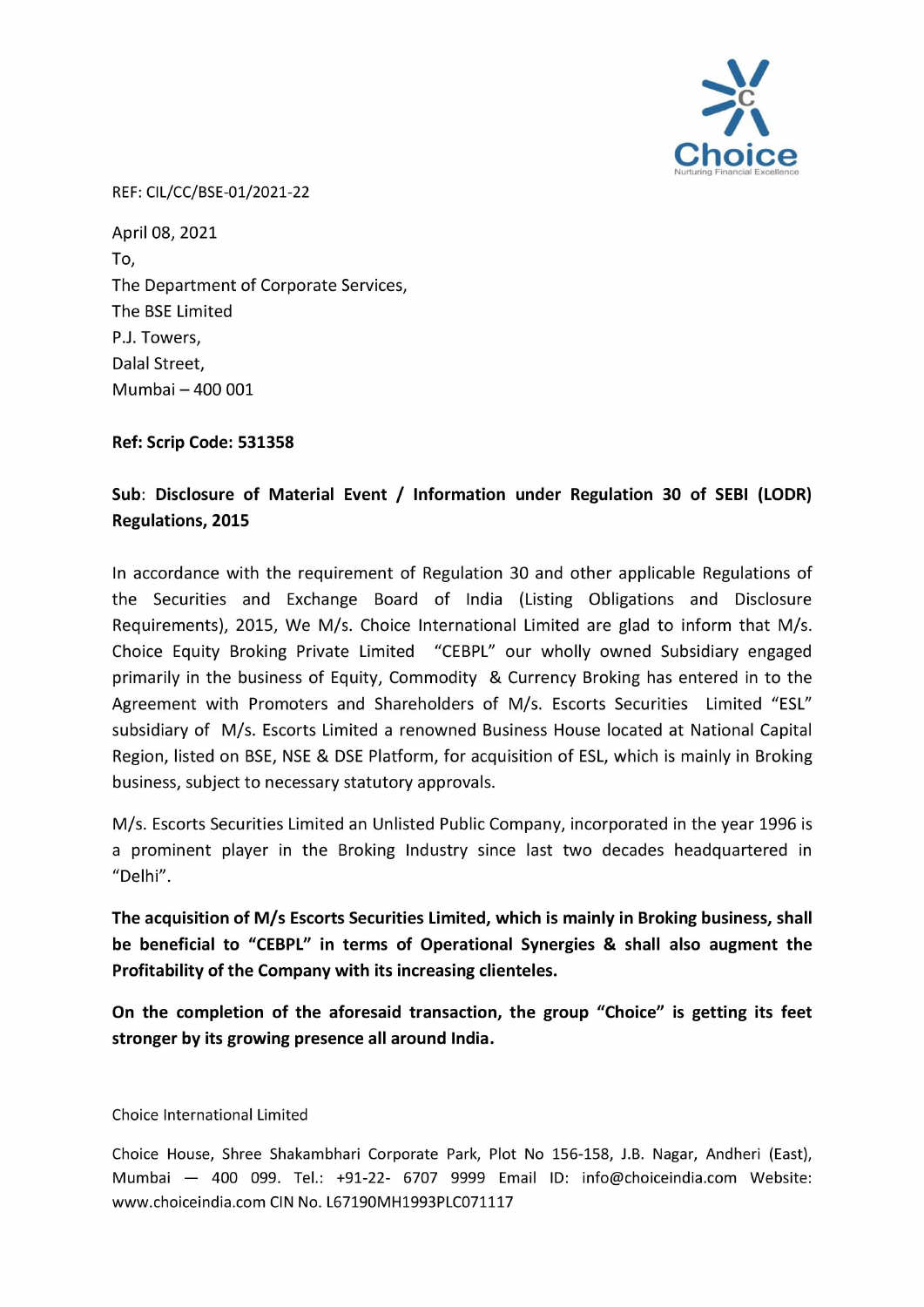REF: CIL/CC/BSE-01/2021-22

April 08, 2021

To,

The Department of Corporate Services,
The BSE Limited
P.J. Towers,
Dalal Street,
Mumbai – 400 001

**Ref: Scrip Code: 531358**

**Sub: Disclosure of Material Event / Information under Regulation 30 of SEBI (LODR) Regulations, 2015**

In accordance with the requirement of Regulation 30 and other applicable Regulations of the Securities and Exchange Board of India (Listing Obligations and Disclosure Requirements), 2015, We M/s. Choice International Limited are glad to inform that M/s. Choice Equity Broking Private Limited "CEBPL" our wholly owned Subsidiary engaged primarily in the business of Equity, Commodity & Currency Broking has entered in to the Agreement with Promoters and Shareholders of M/s. Escorts Securities Limited "ESL" subsidiary of M/s. Escorts Limited a renowned Business House located at National Capital Region, listed on BSE, NSE & DSE Platform, for acquisition of ESL, which is mainly in Broking business, subject to necessary statutory approvals.

M/s. Escorts Securities Limited an Unlisted Public Company, incorporated in the year 1996 is a prominent player in the Broking Industry since last two decades headquartered in "Delhi".

**The acquisition of M/s Escorts Securities Limited, which is mainly in Broking business, shall be beneficial to "CEBPL" in terms of Operational Synergies & shall also augment the Profitability of the Company with its increasing clienteles.**

**On the completion of the aforesaid transaction, the group "Choice" is getting its feet stronger by its growing presence all around India.**

Choice International Limited

Choice House, Shree Shakambhari Corporate Park, Plot No 156-158, J.B. Nagar, Andheri (East), Mumbai — 400 099. Tel.: +91-22- 6707 9999 Email ID: info@choiceindia.com Website: www.choiceindia.com CIN No. L67190MH1993PLC071117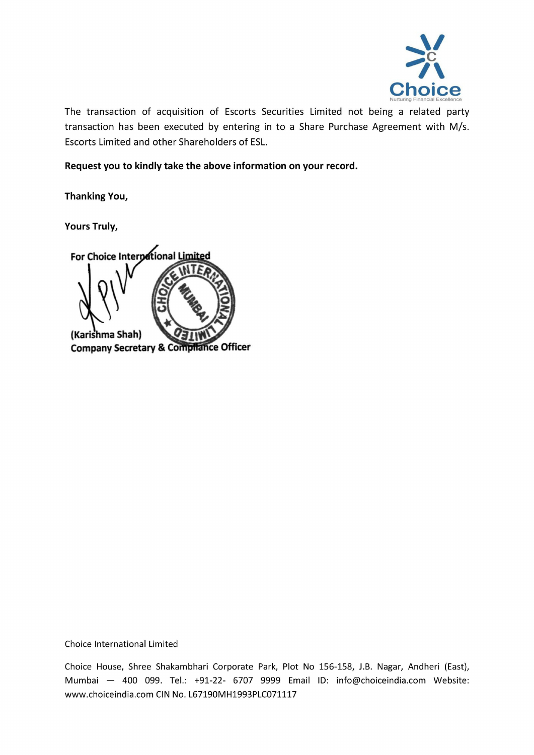The transaction of acquisition of Escorts Securities Limited not being a related party transaction has been executed by entering in to a Share Purchase Agreement with M/s. Escorts Limited and other Shareholders of ESL.

**Request you to kindly take the above information on your record.**

**Thanking You,**

**Yours Truly,**

**For Choice International Limited**

**(Karishma Shah)**
**Company Secretary & Compliance Officer**

Choice International Limited

Choice House, Shree Shakambhari Corporate Park, Plot No 156-158, J.B. Nagar, Andheri (East), Mumbai — 400 099. Tel.: +91-22- 6707 9999 Email ID: info@choiceindia.com Website: www.choiceindia.com CIN No. L67190MH1993PLC071117